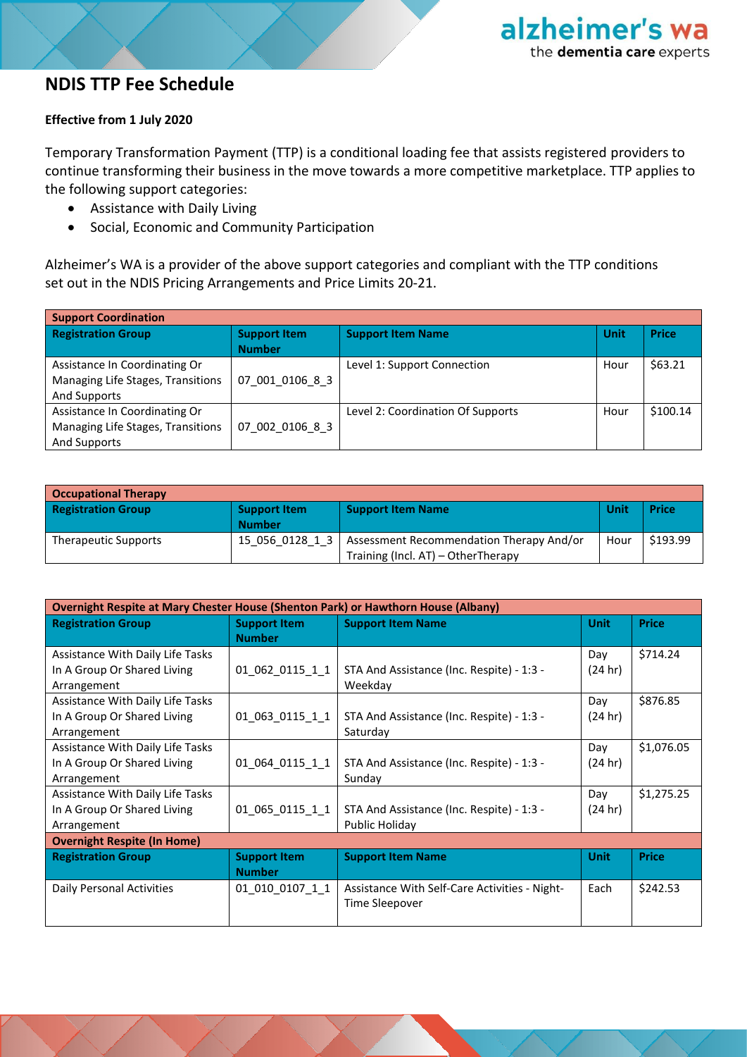# NDIS TTP Fee Schedule

**Effective from 1 July 2020**

Temporary Transformation Payment (TTP) is a conditional loading fee that assists registered providers to continue transforming their business in the move towards a more competitive marketplace. TTP applies to the following support categories:

- Assistance with Daily Living
- Social, Economic and Community Participation

Alzheimer's WA is a provider of the above support categories and compliant with the TTP conditions set out in the NDIS Pricing Arrangements and Price Limits 20-21.

| **Support Coordination** | | | | |
|---|---|---|---|---|
| **Registration Group** | **Support Item Number** | **Support Item Name** | **Unit** | **Price** |
| Assistance In Coordinating Or Managing Life Stages, Transitions And Supports | 07_001_0106_8_3 | Level 1: Support Connection | Hour | $63.21 |
| Assistance In Coordinating Or Managing Life Stages, Transitions And Supports | 07_002_0106_8_3 | Level 2: Coordination Of Supports | Hour | $100.14 |

| **Occupational Therapy** | | | | |
|---|---|---|---|---|
| **Registration Group** | **Support Item Number** | **Support Item Name** | **Unit** | **Price** |
| Therapeutic Supports | 15_056_0128_1_3 | Assessment Recommendation Therapy And/or Training (Incl. AT) – OtherTherapy | Hour | $193.99 |

| **Overnight Respite at Mary Chester House (Shenton Park) or Hawthorn House (Albany)** | | | | |
|---|---|---|---|---|
| **Registration Group** | **Support Item Number** | **Support Item Name** | **Unit** | **Price** |
| Assistance With Daily Life Tasks In A Group Or Shared Living Arrangement | 01_062_0115_1_1 | STA And Assistance (Inc. Respite) - 1:3 - Weekday | Day (24 hr) | $714.24 |
| Assistance With Daily Life Tasks In A Group Or Shared Living Arrangement | 01_063_0115_1_1 | STA And Assistance (Inc. Respite) - 1:3 - Saturday | Day (24 hr) | $876.85 |
| Assistance With Daily Life Tasks In A Group Or Shared Living Arrangement | 01_064_0115_1_1 | STA And Assistance (Inc. Respite) - 1:3 - Sunday | Day (24 hr) | $1,076.05 |
| Assistance With Daily Life Tasks In A Group Or Shared Living Arrangement | 01_065_0115_1_1 | STA And Assistance (Inc. Respite) - 1:3 - Public Holiday | Day (24 hr) | $1,275.25 |
| **Overnight Respite (In Home)** | | | | |
| **Registration Group** | **Support Item Number** | **Support Item Name** | **Unit** | **Price** |
| Daily Personal Activities | 01_010_0107_1_1 | Assistance With Self-Care Activities - Night-Time Sleepover | Each | $242.53 |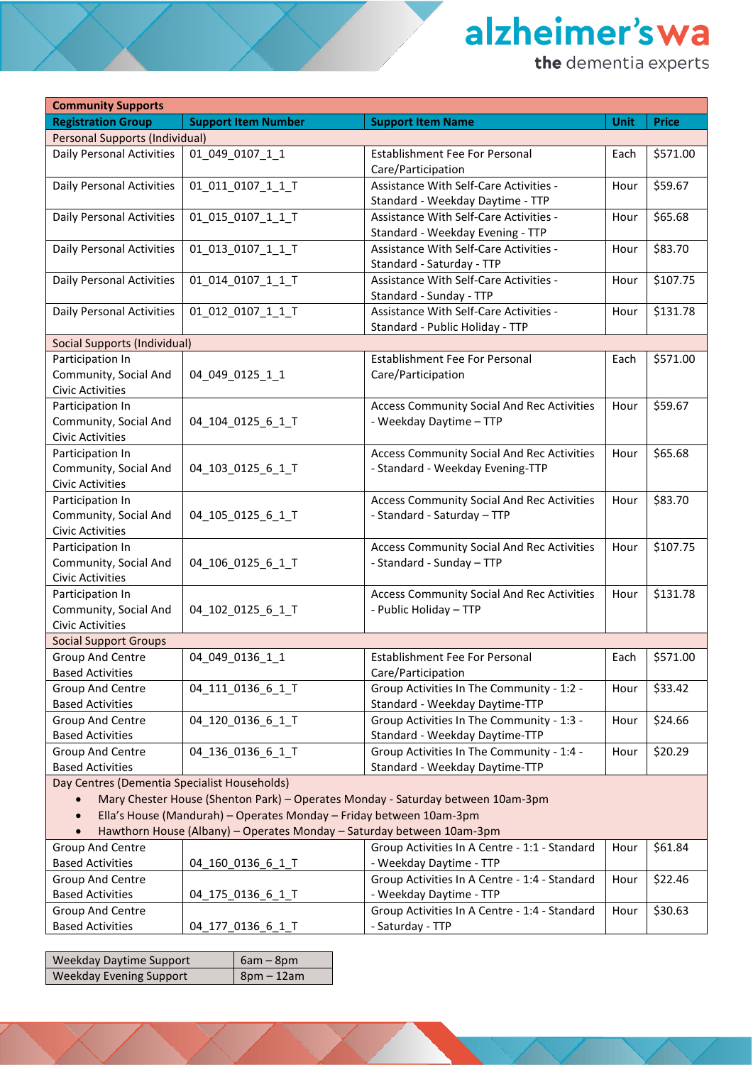| Community Supports | | | | |
|---|---|---|---|---|
| **Registration Group** | **Support Item Number** | **Support Item Name** | **Unit** | **Price** |
| Personal Supports (Individual) | | | | |
| Daily Personal Activities | 01_049_0107_1_1 | Establishment Fee For Personal Care/Participation | Each | $571.00 |
| Daily Personal Activities | 01_011_0107_1_1_T | Assistance With Self-Care Activities - Standard - Weekday Daytime - TTP | Hour | $59.67 |
| Daily Personal Activities | 01_015_0107_1_1_T | Assistance With Self-Care Activities - Standard - Weekday Evening - TTP | Hour | $65.68 |
| Daily Personal Activities | 01_013_0107_1_1_T | Assistance With Self-Care Activities - Standard - Saturday - TTP | Hour | $83.70 |
| Daily Personal Activities | 01_014_0107_1_1_T | Assistance With Self-Care Activities - Standard - Sunday - TTP | Hour | $107.75 |
| Daily Personal Activities | 01_012_0107_1_1_T | Assistance With Self-Care Activities - Standard - Public Holiday - TTP | Hour | $131.78 |
| Social Supports (Individual) | | | | |
| Participation In Community, Social And Civic Activities | 04_049_0125_1_1 | Establishment Fee For Personal Care/Participation | Each | $571.00 |
| Participation In Community, Social And Civic Activities | 04_104_0125_6_1_T | Access Community Social And Rec Activities - Weekday Daytime – TTP | Hour | $59.67 |
| Participation In Community, Social And Civic Activities | 04_103_0125_6_1_T | Access Community Social And Rec Activities - Standard - Weekday Evening-TTP | Hour | $65.68 |
| Participation In Community, Social And Civic Activities | 04_105_0125_6_1_T | Access Community Social And Rec Activities - Standard - Saturday – TTP | Hour | $83.70 |
| Participation In Community, Social And Civic Activities | 04_106_0125_6_1_T | Access Community Social And Rec Activities - Standard - Sunday – TTP | Hour | $107.75 |
| Participation In Community, Social And Civic Activities | 04_102_0125_6_1_T | Access Community Social And Rec Activities - Public Holiday – TTP | Hour | $131.78 |
| Social Support Groups | | | | |
| Group And Centre Based Activities | 04_049_0136_1_1 | Establishment Fee For Personal Care/Participation | Each | $571.00 |
| Group And Centre Based Activities | 04_111_0136_6_1_T | Group Activities In The Community - 1:2 - Standard - Weekday Daytime-TTP | Hour | $33.42 |
| Group And Centre Based Activities | 04_120_0136_6_1_T | Group Activities In The Community - 1:3 - Standard - Weekday Daytime-TTP | Hour | $24.66 |
| Group And Centre Based Activities | 04_136_0136_6_1_T | Group Activities In The Community - 1:4 - Standard - Weekday Daytime-TTP | Hour | $20.29 |
| Day Centres (Dementia Specialist Households)<br>• Mary Chester House (Shenton Park) – Operates Monday - Saturday between 10am-3pm<br>• Ella's House (Mandurah) – Operates Monday – Friday between 10am-3pm<br>• Hawthorn House (Albany) – Operates Monday – Saturday between 10am-3pm | | | | |
| Group And Centre Based Activities | 04_160_0136_6_1_T | Group Activities In A Centre - 1:1 - Standard - Weekday Daytime - TTP | Hour | $61.84 |
| Group And Centre Based Activities | 04_175_0136_6_1_T | Group Activities In A Centre - 1:4 - Standard - Weekday Daytime - TTP | Hour | $22.46 |
| Group And Centre Based Activities | 04_177_0136_6_1_T | Group Activities In A Centre - 1:4 - Standard - Saturday - TTP | Hour | $30.63 |

| Weekday Daytime Support | 6am – 8pm |
|---|---|
| Weekday Evening Support | 8pm – 12am |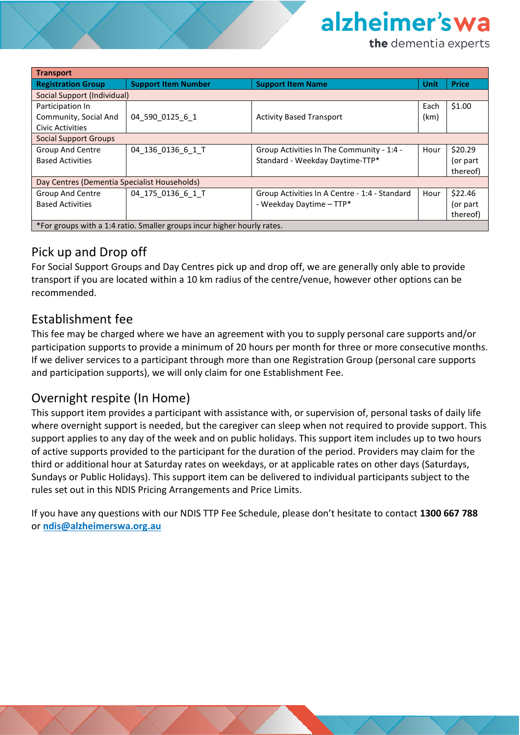| Transport | | | | |
|---|---|---|---|---|
| **Registration Group** | **Support Item Number** | **Support Item Name** | **Unit** | **Price** |
| Social Support (Individual) | | | | |
| Participation In Community, Social And Civic Activities | 04_590_0125_6_1 | Activity Based Transport | Each (km) | $1.00 |
| Social Support Groups | | | | |
| Group And Centre Based Activities | 04_136_0136_6_1_T | Group Activities In The Community - 1:4 - Standard - Weekday Daytime-TTP* | Hour | $20.29 (or part thereof) |
| Day Centres (Dementia Specialist Households) | | | | |
| Group And Centre Based Activities | 04_175_0136_6_1_T | Group Activities In A Centre - 1:4 - Standard - Weekday Daytime – TTP* | Hour | $22.46 (or part thereof) |
| *For groups with a 1:4 ratio. Smaller groups incur higher hourly rates. | | | | |

## Pick up and Drop off

For Social Support Groups and Day Centres pick up and drop off, we are generally only able to provide transport if you are located within a 10 km radius of the centre/venue, however other options can be recommended.

## Establishment fee

This fee may be charged where we have an agreement with you to supply personal care supports and/or participation supports to provide a minimum of 20 hours per month for three or more consecutive months. If we deliver services to a participant through more than one Registration Group (personal care supports and participation supports), we will only claim for one Establishment Fee.

## Overnight respite (In Home)

This support item provides a participant with assistance with, or supervision of, personal tasks of daily life where overnight support is needed, but the caregiver can sleep when not required to provide support. This support applies to any day of the week and on public holidays. This support item includes up to two hours of active supports provided to the participant for the duration of the period. Providers may claim for the third or additional hour at Saturday rates on weekdays, or at applicable rates on other days (Saturdays, Sundays or Public Holidays). This support item can be delivered to individual participants subject to the rules set out in this NDIS Pricing Arrangements and Price Limits.

If you have any questions with our NDIS TTP Fee Schedule, please don't hesitate to contact **1300 667 788** or **ndis@alzheimerswa.org.au**